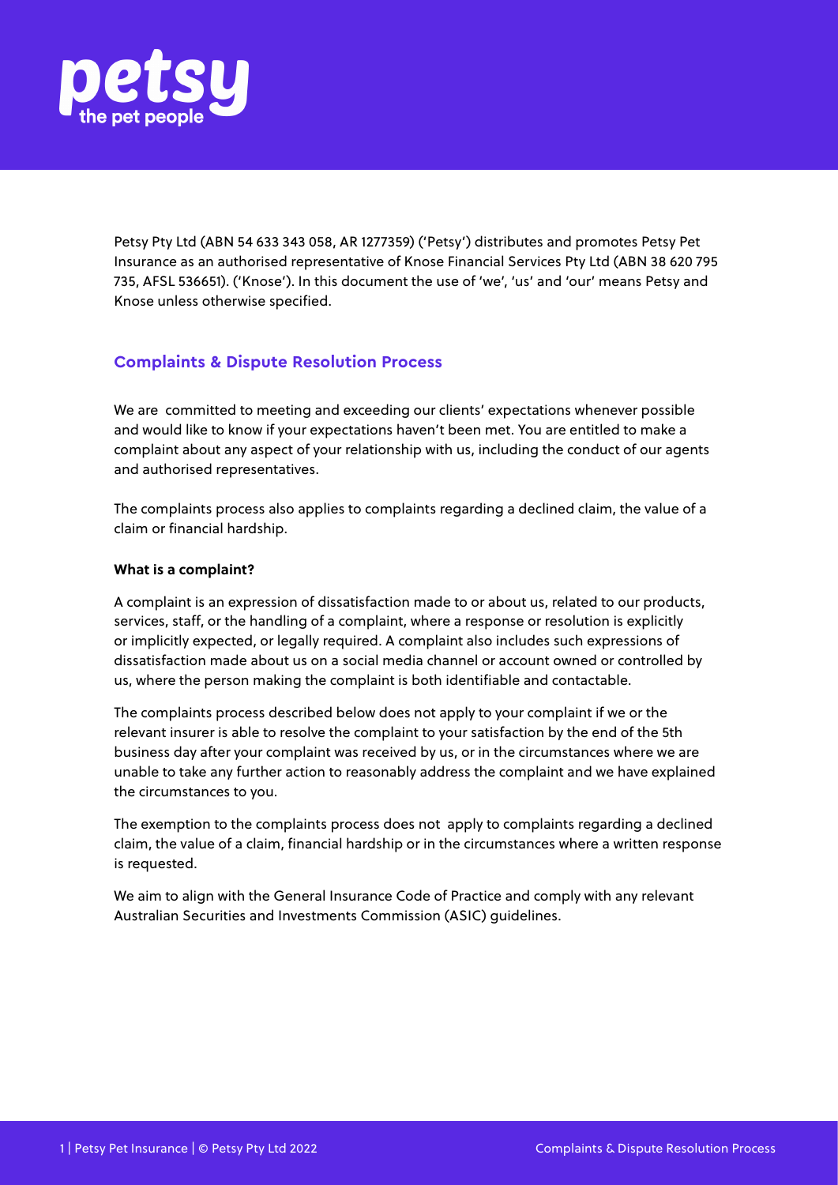Petsy Pty Ltd (ABN 54 633 343 058, AR 1277359) ('Petsy') distributes and promotes Petsy Pet Insurance as an authorised representative of Knose Financial Services Pty Ltd (ABN 38 620 795 735, AFSL 536651). ('Knose'). In this document the use of 'we', 'us' and 'our' means Petsy and Knose unless otherwise specified.

## Complaints & Dispute Resolution Process

We are committed to meeting and exceeding our clients' expectations whenever possible and would like to know if your expectations haven't been met. You are entitled to make a complaint about any aspect of your relationship with us, including the conduct of our agents and authorised representatives.

The complaints process also applies to complaints regarding a declined claim, the value of a claim or financial hardship.

### What is a complaint?

A complaint is an expression of dissatisfaction made to or about us, related to our products, services, staff, or the handling of a complaint, where a response or resolution is explicitly or implicitly expected, or legally required. A complaint also includes such expressions of dissatisfaction made about us on a social media channel or account owned or controlled by us, where the person making the complaint is both identifiable and contactable.

The complaints process described below does not apply to your complaint if we or the relevant insurer is able to resolve the complaint to your satisfaction by the end of the 5th business day after your complaint was received by us, or in the circumstances where we are unable to take any further action to reasonably address the complaint and we have explained the circumstances to you.

The exemption to the complaints process does not apply to complaints regarding a declined claim, the value of a claim, financial hardship or in the circumstances where a written response is requested.

We aim to align with the General Insurance Code of Practice and comply with any relevant Australian Securities and Investments Commission (ASIC) guidelines.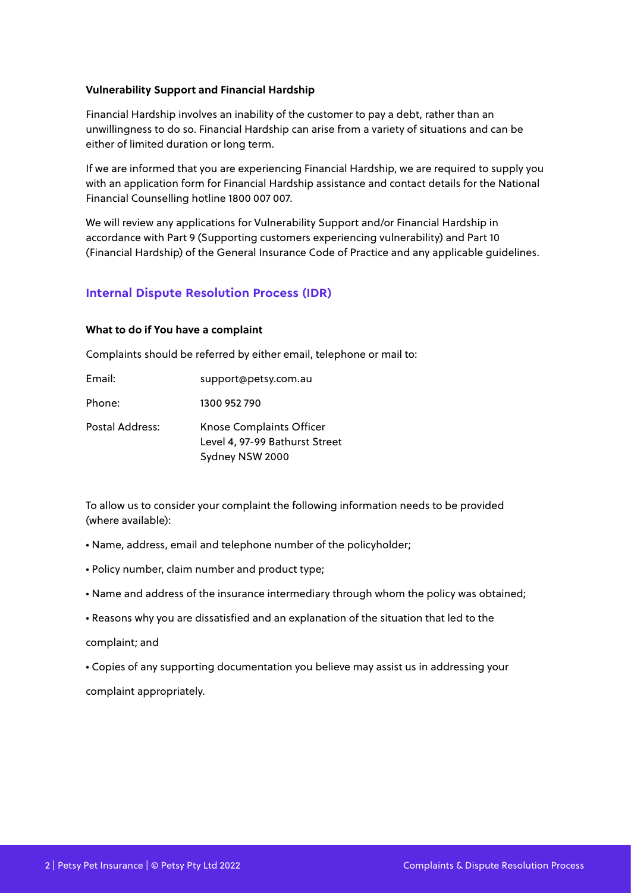**Vulnerability Support and Financial Hardship**

Financial Hardship involves an inability of the customer to pay a debt, rather than an unwillingness to do so. Financial Hardship can arise from a variety of situations and can be either of limited duration or long term.

If we are informed that you are experiencing Financial Hardship, we are required to supply you with an application form for Financial Hardship assistance and contact details for the National Financial Counselling hotline 1800 007 007.

We will review any applications for Vulnerability Support and/or Financial Hardship in accordance with Part 9 (Supporting customers experiencing vulnerability) and Part 10 (Financial Hardship) of the General Insurance Code of Practice and any applicable guidelines.

## Internal Dispute Resolution Process (IDR)

**What to do if You have a complaint**

Complaints should be referred by either email, telephone or mail to:

| | |
|---|---|
| Email: | support@petsy.com.au |
| Phone: | 1300 952 790 |
| Postal Address: | Knose Complaints Officer<br>Level 4, 97-99 Bathurst Street<br>Sydney NSW 2000 |

To allow us to consider your complaint the following information needs to be provided (where available):

- Name, address, email and telephone number of the policyholder;
- Policy number, claim number and product type;
- Name and address of the insurance intermediary through whom the policy was obtained;
- Reasons why you are dissatisfied and an explanation of the situation that led to the complaint; and
- Copies of any supporting documentation you believe may assist us in addressing your complaint appropriately.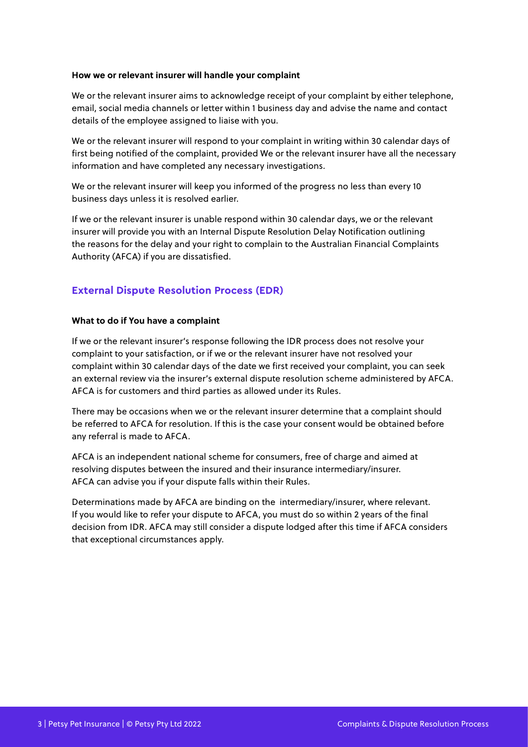**How we or relevant insurer will handle your complaint**

We or the relevant insurer aims to acknowledge receipt of your complaint by either telephone, email, social media channels or letter within 1 business day and advise the name and contact details of the employee assigned to liaise with you.

We or the relevant insurer will respond to your complaint in writing within 30 calendar days of first being notified of the complaint, provided We or the relevant insurer have all the necessary information and have completed any necessary investigations.

We or the relevant insurer will keep you informed of the progress no less than every 10 business days unless it is resolved earlier.

If we or the relevant insurer is unable respond within 30 calendar days, we or the relevant insurer will provide you with an Internal Dispute Resolution Delay Notification outlining the reasons for the delay and your right to complain to the Australian Financial Complaints Authority (AFCA) if you are dissatisfied.

## External Dispute Resolution Process (EDR)

**What to do if You have a complaint**

If we or the relevant insurer's response following the IDR process does not resolve your complaint to your satisfaction, or if we or the relevant insurer have not resolved your complaint within 30 calendar days of the date we first received your complaint, you can seek an external review via the insurer's external dispute resolution scheme administered by AFCA. AFCA is for customers and third parties as allowed under its Rules.

There may be occasions when we or the relevant insurer determine that a complaint should be referred to AFCA for resolution. If this is the case your consent would be obtained before any referral is made to AFCA.

AFCA is an independent national scheme for consumers, free of charge and aimed at resolving disputes between the insured and their insurance intermediary/insurer. AFCA can advise you if your dispute falls within their Rules.

Determinations made by AFCA are binding on the intermediary/insurer, where relevant. If you would like to refer your dispute to AFCA, you must do so within 2 years of the final decision from IDR. AFCA may still consider a dispute lodged after this time if AFCA considers that exceptional circumstances apply.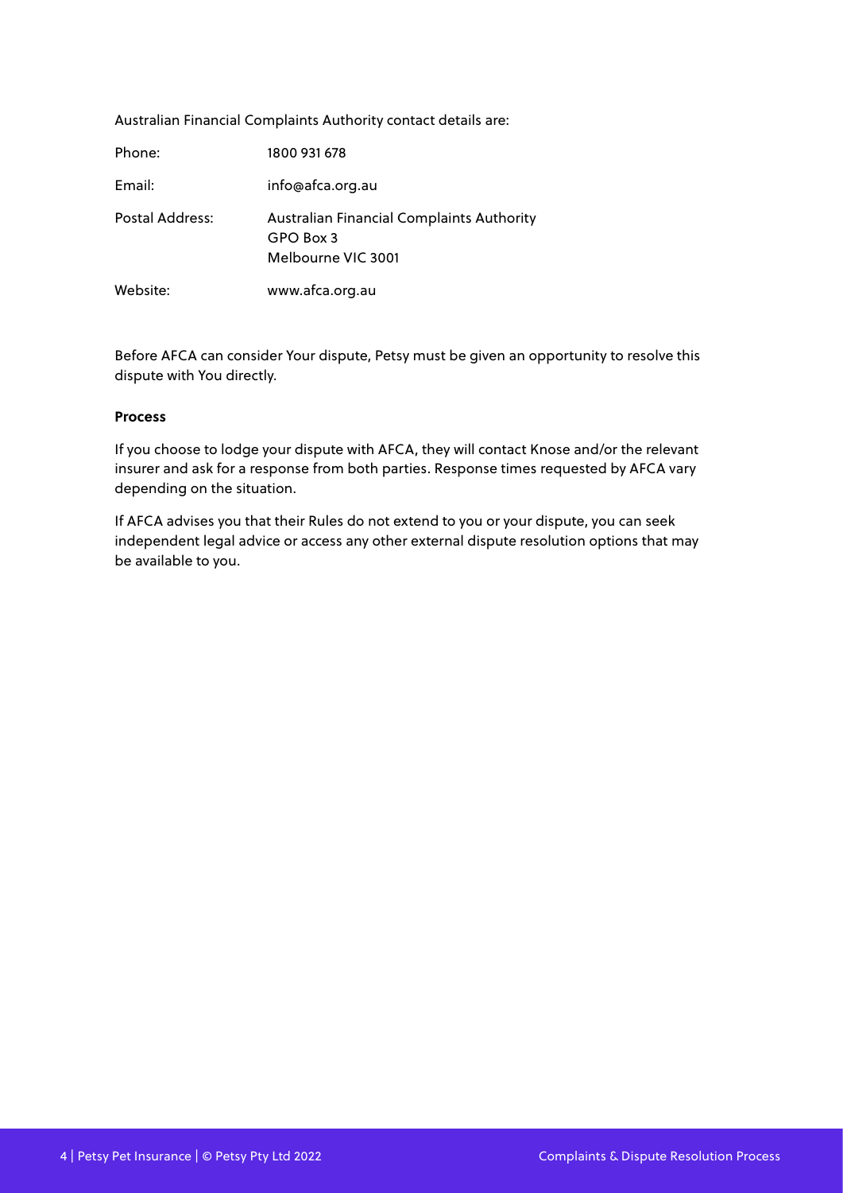Australian Financial Complaints Authority contact details are:

| | |
|---|---|
| Phone: | 1800 931 678 |
| Email: | info@afca.org.au |
| Postal Address: | Australian Financial Complaints Authority<br>GPO Box 3<br>Melbourne VIC 3001 |
| Website: | www.afca.org.au |

Before AFCA can consider Your dispute, Petsy must be given an opportunity to resolve this dispute with You directly.

**Process**

If you choose to lodge your dispute with AFCA, they will contact Knose and/or the relevant insurer and ask for a response from both parties. Response times requested by AFCA vary depending on the situation.

If AFCA advises you that their Rules do not extend to you or your dispute, you can seek independent legal advice or access any other external dispute resolution options that may be available to you.